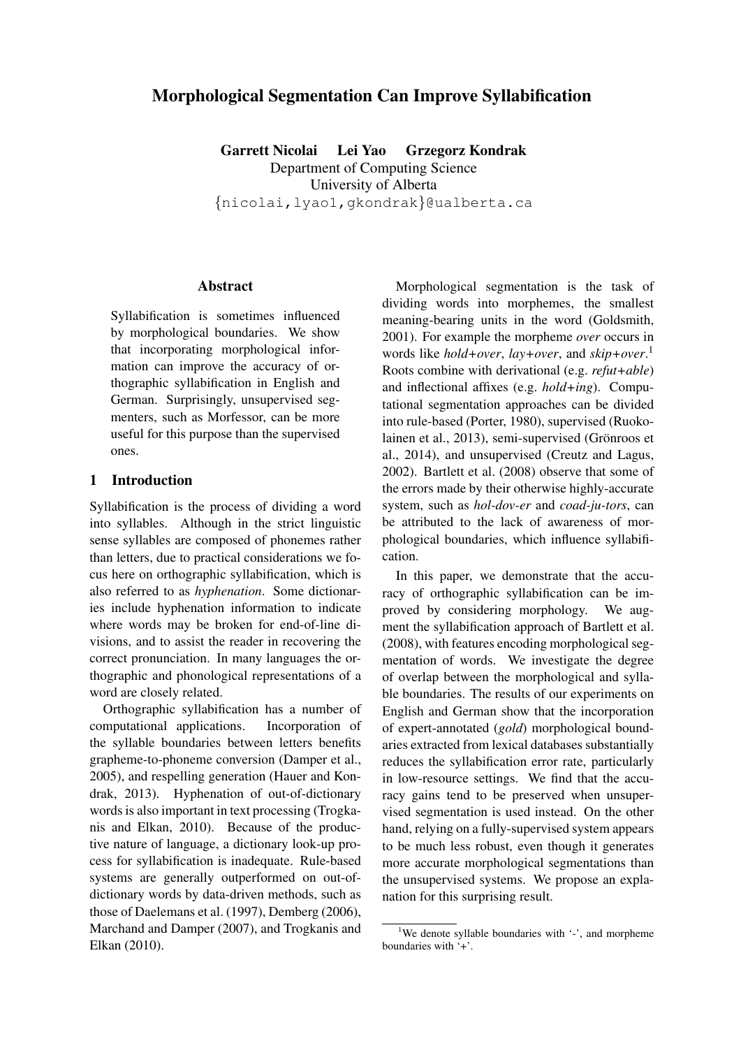# Morphological Segmentation Can Improve Syllabification

**Garrett Nicolai Lei Yao Grzegorz Kondrak**
Department of Computing Science
University of Alberta
{nicolai,lyao1,gkondrak}@ualberta.ca

## Abstract

Syllabification is sometimes influenced by morphological boundaries. We show that incorporating morphological information can improve the accuracy of orthographic syllabification in English and German. Surprisingly, unsupervised segmenters, such as Morfessor, can be more useful for this purpose than the supervised ones.

## 1 Introduction

Syllabification is the process of dividing a word into syllables. Although in the strict linguistic sense syllables are composed of phonemes rather than letters, due to practical considerations we focus here on orthographic syllabification, which is also referred to as *hyphenation*. Some dictionaries include hyphenation information to indicate where words may be broken for end-of-line divisions, and to assist the reader in recovering the correct pronunciation. In many languages the orthographic and phonological representations of a word are closely related.

Orthographic syllabification has a number of computational applications. Incorporation of the syllable boundaries between letters benefits grapheme-to-phoneme conversion (Damper et al., 2005), and respelling generation (Hauer and Kondrak, 2013). Hyphenation of out-of-dictionary words is also important in text processing (Trogkanis and Elkan, 2010). Because of the productive nature of language, a dictionary look-up process for syllabification is inadequate. Rule-based systems are generally outperformed on out-of-dictionary words by data-driven methods, such as those of Daelemans et al. (1997), Demberg (2006), Marchand and Damper (2007), and Trogkanis and Elkan (2010).

Morphological segmentation is the task of dividing words into morphemes, the smallest meaning-bearing units in the word (Goldsmith, 2001). For example the morpheme *over* occurs in words like *hold+over*, *lay+over*, and *skip+over*.[1] Roots combine with derivational (e.g. *refut+able*) and inflectional affixes (e.g. *hold+ing*). Computational segmentation approaches can be divided into rule-based (Porter, 1980), supervised (Ruokolainen et al., 2013), semi-supervised (Grönroos et al., 2014), and unsupervised (Creutz and Lagus, 2002). Bartlett et al. (2008) observe that some of the errors made by their otherwise highly-accurate system, such as *hol-dov-er* and *coad-ju-tors*, can be attributed to the lack of awareness of morphological boundaries, which influence syllabification.

In this paper, we demonstrate that the accuracy of orthographic syllabification can be improved by considering morphology. We augment the syllabification approach of Bartlett et al. (2008), with features encoding morphological segmentation of words. We investigate the degree of overlap between the morphological and syllable boundaries. The results of our experiments on English and German show that the incorporation of expert-annotated (*gold*) morphological boundaries extracted from lexical databases substantially reduces the syllabification error rate, particularly in low-resource settings. We find that the accuracy gains tend to be preserved when unsupervised segmentation is used instead. On the other hand, relying on a fully-supervised system appears to be much less robust, even though it generates more accurate morphological segmentations than the unsupervised systems. We propose an explanation for this surprising result.

[1] We denote syllable boundaries with '-', and morpheme boundaries with '+'.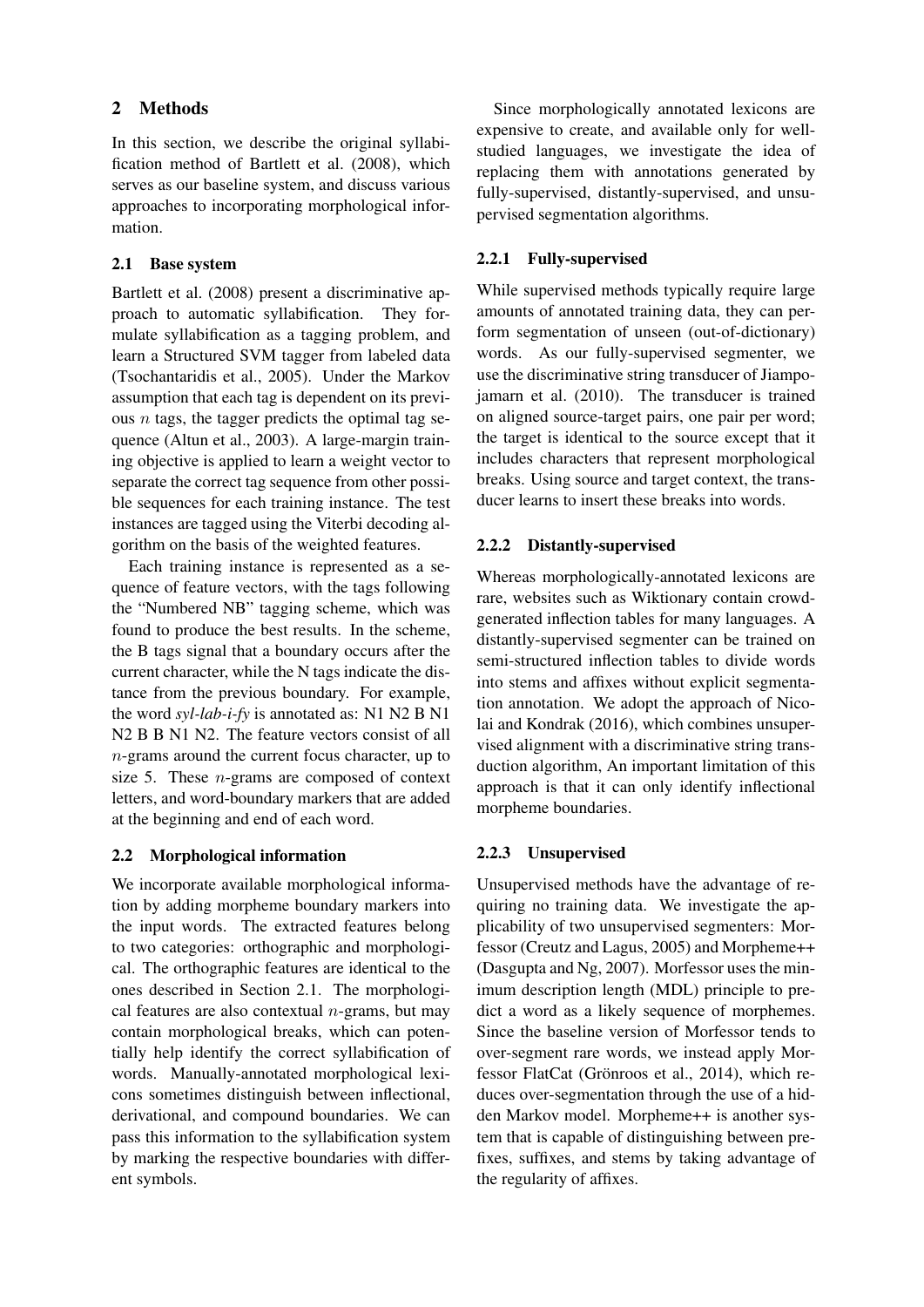## 2 Methods

In this section, we describe the original syllabification method of Bartlett et al. (2008), which serves as our baseline system, and discuss various approaches to incorporating morphological information.

### 2.1 Base system

Bartlett et al. (2008) present a discriminative approach to automatic syllabification. They formulate syllabification as a tagging problem, and learn a Structured SVM tagger from labeled data (Tsochantaridis et al., 2005). Under the Markov assumption that each tag is dependent on its previous $n$ tags, the tagger predicts the optimal tag sequence (Altun et al., 2003). A large-margin training objective is applied to learn a weight vector to separate the correct tag sequence from other possible sequences for each training instance. The test instances are tagged using the Viterbi decoding algorithm on the basis of the weighted features.

Each training instance is represented as a sequence of feature vectors, with the tags following the "Numbered NB" tagging scheme, which was found to produce the best results. In the scheme, the B tags signal that a boundary occurs after the current character, while the N tags indicate the distance from the previous boundary. For example, the word *syl-lab-i-fy* is annotated as: N1 N2 B N1 N2 B B N1 N2. The feature vectors consist of all $n$-grams around the current focus character, up to size 5. These $n$-grams are composed of context letters, and word-boundary markers that are added at the beginning and end of each word.

### 2.2 Morphological information

We incorporate available morphological information by adding morpheme boundary markers into the input words. The extracted features belong to two categories: orthographic and morphological. The orthographic features are identical to the ones described in Section 2.1. The morphological features are also contextual $n$-grams, but may contain morphological breaks, which can potentially help identify the correct syllabification of words. Manually-annotated morphological lexicons sometimes distinguish between inflectional, derivational, and compound boundaries. We can pass this information to the syllabification system by marking the respective boundaries with different symbols.

Since morphologically annotated lexicons are expensive to create, and available only for well-studied languages, we investigate the idea of replacing them with annotations generated by fully-supervised, distantly-supervised, and unsupervised segmentation algorithms.

#### 2.2.1 Fully-supervised

While supervised methods typically require large amounts of annotated training data, they can perform segmentation of unseen (out-of-dictionary) words. As our fully-supervised segmenter, we use the discriminative string transducer of Jiampojamarn et al. (2010). The transducer is trained on aligned source-target pairs, one pair per word; the target is identical to the source except that it includes characters that represent morphological breaks. Using source and target context, the transducer learns to insert these breaks into words.

#### 2.2.2 Distantly-supervised

Whereas morphologically-annotated lexicons are rare, websites such as Wiktionary contain crowd-generated inflection tables for many languages. A distantly-supervised segmenter can be trained on semi-structured inflection tables to divide words into stems and affixes without explicit segmentation annotation. We adopt the approach of Nicolai and Kondrak (2016), which combines unsupervised alignment with a discriminative string transduction algorithm, An important limitation of this approach is that it can only identify inflectional morpheme boundaries.

#### 2.2.3 Unsupervised

Unsupervised methods have the advantage of requiring no training data. We investigate the applicability of two unsupervised segmenters: Morfessor (Creutz and Lagus, 2005) and Morpheme++ (Dasgupta and Ng, 2007). Morfessor uses the minimum description length (MDL) principle to predict a word as a likely sequence of morphemes. Since the baseline version of Morfessor tends to over-segment rare words, we instead apply Morfessor FlatCat (Grönroos et al., 2014), which reduces over-segmentation through the use of a hidden Markov model. Morpheme++ is another system that is capable of distinguishing between prefixes, suffixes, and stems by taking advantage of the regularity of affixes.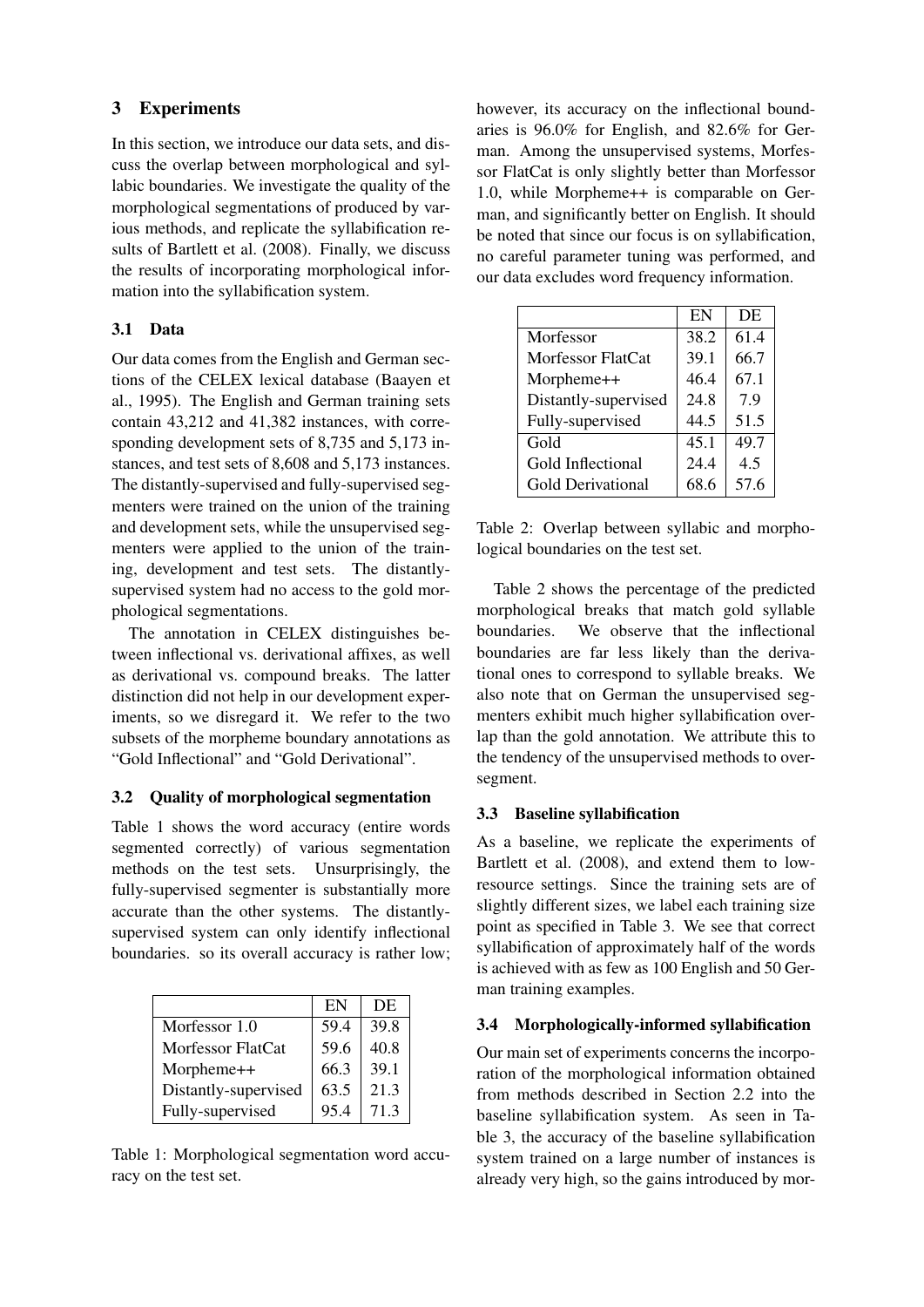## 3 Experiments

In this section, we introduce our data sets, and discuss the overlap between morphological and syllabic boundaries. We investigate the quality of the morphological segmentations of produced by various methods, and replicate the syllabification results of Bartlett et al. (2008). Finally, we discuss the results of incorporating morphological information into the syllabification system.

### 3.1 Data

Our data comes from the English and German sections of the CELEX lexical database (Baayen et al., 1995). The English and German training sets contain 43,212 and 41,382 instances, with corresponding development sets of 8,735 and 5,173 instances, and test sets of 8,608 and 5,173 instances. The distantly-supervised and fully-supervised segmenters were trained on the union of the training and development sets, while the unsupervised segmenters were applied to the union of the training, development and test sets. The distantly-supervised system had no access to the gold morphological segmentations.

The annotation in CELEX distinguishes between inflectional vs. derivational affixes, as well as derivational vs. compound breaks. The latter distinction did not help in our development experiments, so we disregard it. We refer to the two subsets of the morpheme boundary annotations as "Gold Inflectional" and "Gold Derivational".

### 3.2 Quality of morphological segmentation

Table 1 shows the word accuracy (entire words segmented correctly) of various segmentation methods on the test sets. Unsurprisingly, the fully-supervised segmenter is substantially more accurate than the other systems. The distantly-supervised system can only identify inflectional boundaries. so its overall accuracy is rather low; however, its accuracy on the inflectional boundaries is 96.0% for English, and 82.6% for German. Among the unsupervised systems, Morfessor FlatCat is only slightly better than Morfessor 1.0, while Morpheme++ is comparable on German, and significantly better on English. It should be noted that since our focus is on syllabification, no careful parameter tuning was performed, and our data excludes word frequency information.

| | EN | DE |
|---|---|---|
| Morfessor 1.0 | 59.4 | 39.8 |
| Morfessor FlatCat | 59.6 | 40.8 |
| Morpheme++ | 66.3 | 39.1 |
| Distantly-supervised | 63.5 | 21.3 |
| Fully-supervised | 95.4 | 71.3 |

Table 1: Morphological segmentation word accuracy on the test set.

| | EN | DE |
|---|---|---|
| Morfessor | 38.2 | 61.4 |
| Morfessor FlatCat | 39.1 | 66.7 |
| Morpheme++ | 46.4 | 67.1 |
| Distantly-supervised | 24.8 | 7.9 |
| Fully-supervised | 44.5 | 51.5 |
| Gold | 45.1 | 49.7 |
| Gold Inflectional | 24.4 | 4.5 |
| Gold Derivational | 68.6 | 57.6 |

Table 2: Overlap between syllabic and morphological boundaries on the test set.

Table 2 shows the percentage of the predicted morphological breaks that match gold syllable boundaries. We observe that the inflectional boundaries are far less likely than the derivational ones to correspond to syllable breaks. We also note that on German the unsupervised segmenters exhibit much higher syllabification overlap than the gold annotation. We attribute this to the tendency of the unsupervised methods to oversegment.

### 3.3 Baseline syllabification

As a baseline, we replicate the experiments of Bartlett et al. (2008), and extend them to low-resource settings. Since the training sets are of slightly different sizes, we label each training size point as specified in Table 3. We see that correct syllabification of approximately half of the words is achieved with as few as 100 English and 50 German training examples.

### 3.4 Morphologically-informed syllabification

Our main set of experiments concerns the incorporation of the morphological information obtained from methods described in Section 2.2 into the baseline syllabification system. As seen in Table 3, the accuracy of the baseline syllabification system trained on a large number of instances is already very high, so the gains introduced by mor-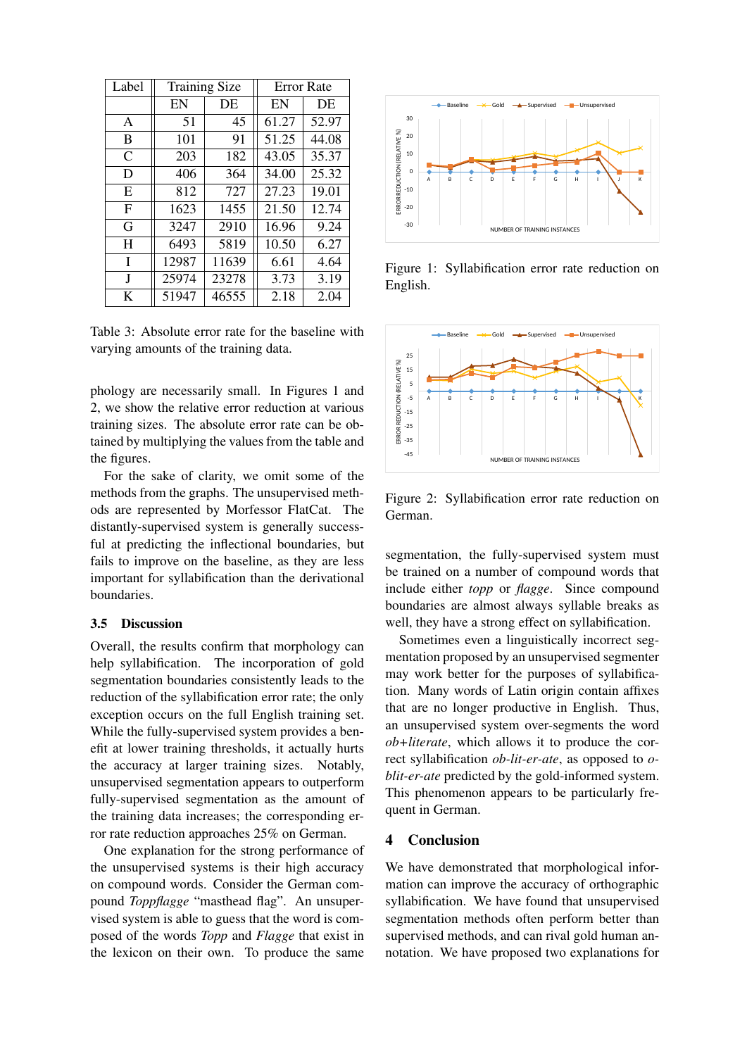| Label | Training Size | | Error Rate | |
|---|---|---|---|---|
| | EN | DE | EN | DE |
| A | 51 | 45 | 61.27 | 52.97 |
| B | 101 | 91 | 51.25 | 44.08 |
| C | 203 | 182 | 43.05 | 35.37 |
| D | 406 | 364 | 34.00 | 25.32 |
| E | 812 | 727 | 27.23 | 19.01 |
| F | 1623 | 1455 | 21.50 | 12.74 |
| G | 3247 | 2910 | 16.96 | 9.24 |
| H | 6493 | 5819 | 10.50 | 6.27 |
| I | 12987 | 11639 | 6.61 | 4.64 |
| J | 25974 | 23278 | 3.73 | 3.19 |
| K | 51947 | 46555 | 2.18 | 2.04 |

Table 3: Absolute error rate for the baseline with varying amounts of the training data.

phology are necessarily small. In Figures 1 and 2, we show the relative error reduction at various training sizes. The absolute error rate can be obtained by multiplying the values from the table and the figures.

For the sake of clarity, we omit some of the methods from the graphs. The unsupervised methods are represented by Morfessor FlatCat. The distantly-supervised system is generally successful at predicting the inflectional boundaries, but fails to improve on the baseline, as they are less important for syllabification than the derivational boundaries.

### 3.5 Discussion

Overall, the results confirm that morphology can help syllabification. The incorporation of gold segmentation boundaries consistently leads to the reduction of the syllabification error rate; the only exception occurs on the full English training set. While the fully-supervised system provides a benefit at lower training thresholds, it actually hurts the accuracy at larger training sizes. Notably, unsupervised segmentation appears to outperform fully-supervised segmentation as the amount of the training data increases; the corresponding error rate reduction approaches 25% on German.

One explanation for the strong performance of the unsupervised systems is their high accuracy on compound words. Consider the German compound *Toppflagge* "masthead flag". An unsupervised system is able to guess that the word is composed of the words *Topp* and *Flagge* that exist in the lexicon on their own. To produce the same segmentation, the fully-supervised system must be trained on a number of compound words that include either *topp* or *flagge*. Since compound boundaries are almost always syllable breaks as well, they have a strong effect on syllabification.

Sometimes even a linguistically incorrect segmentation proposed by an unsupervised segmenter may work better for the purposes of syllabification. Many words of Latin origin contain affixes that are no longer productive in English. Thus, an unsupervised system over-segments the word *ob+literate*, which allows it to produce the correct syllabification *ob-lit-er-ate*, as opposed to *o-blit-er-ate* predicted by the gold-informed system. This phenomenon appears to be particularly frequent in German.

Figure 1: Syllabification error rate reduction on English.

Figure 2: Syllabification error rate reduction on German.

## 4 Conclusion

We have demonstrated that morphological information can improve the accuracy of orthographic syllabification. We have found that unsupervised segmentation methods often perform better than supervised methods, and can rival gold human annotation. We have proposed two explanations for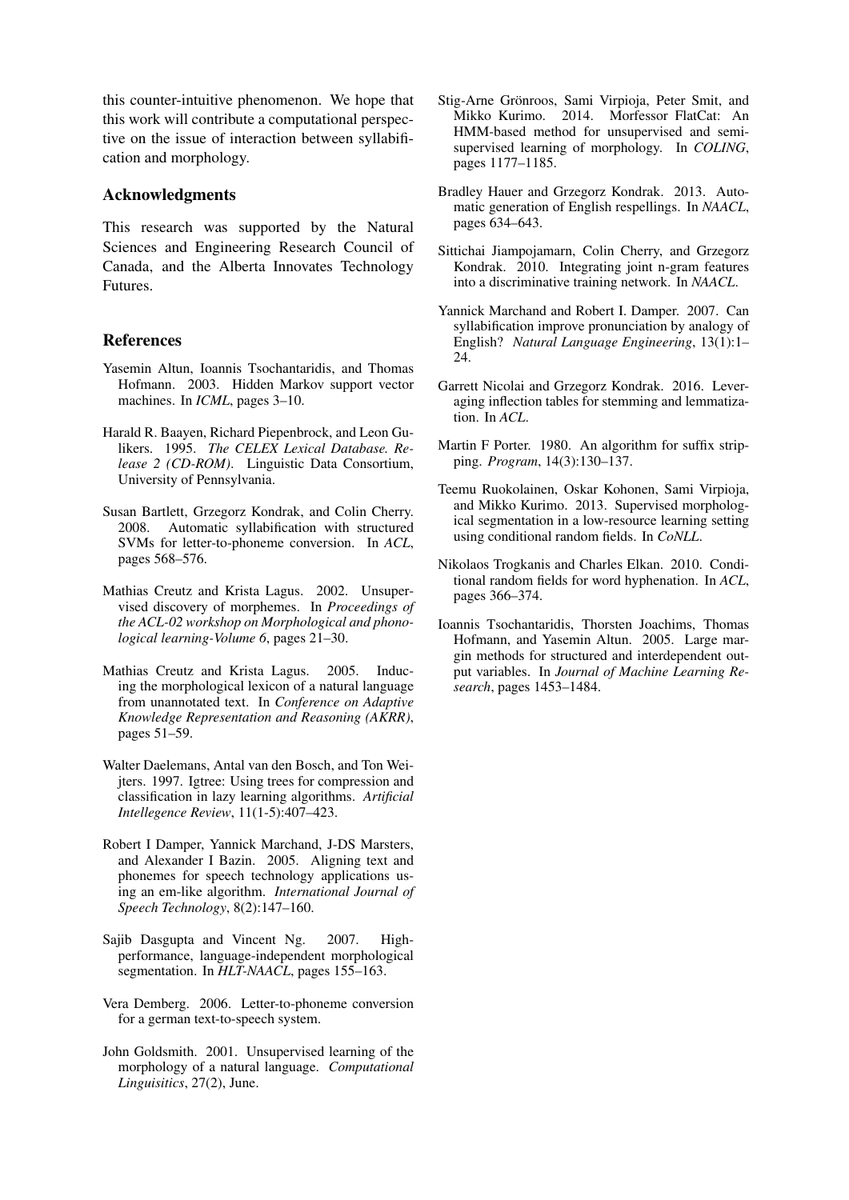this counter-intuitive phenomenon. We hope that this work will contribute a computational perspective on the issue of interaction between syllabification and morphology.

## Acknowledgments

This research was supported by the Natural Sciences and Engineering Research Council of Canada, and the Alberta Innovates Technology Futures.

## References

Yasemin Altun, Ioannis Tsochantaridis, and Thomas Hofmann. 2003. Hidden Markov support vector machines. In *ICML*, pages 3–10.

Harald R. Baayen, Richard Piepenbrock, and Leon Gulikers. 1995. *The CELEX Lexical Database. Release 2 (CD-ROM)*. Linguistic Data Consortium, University of Pennsylvania.

Susan Bartlett, Grzegorz Kondrak, and Colin Cherry. 2008. Automatic syllabification with structured SVMs for letter-to-phoneme conversion. In *ACL*, pages 568–576.

Mathias Creutz and Krista Lagus. 2002. Unsupervised discovery of morphemes. In *Proceedings of the ACL-02 workshop on Morphological and phonological learning-Volume 6*, pages 21–30.

Mathias Creutz and Krista Lagus. 2005. Inducing the morphological lexicon of a natural language from unannotated text. In *Conference on Adaptive Knowledge Representation and Reasoning (AKRR)*, pages 51–59.

Walter Daelemans, Antal van den Bosch, and Ton Weijters. 1997. Igtree: Using trees for compression and classification in lazy learning algorithms. *Artificial Intellegence Review*, 11(1-5):407–423.

Robert I Damper, Yannick Marchand, J-DS Marsters, and Alexander I Bazin. 2005. Aligning text and phonemes for speech technology applications using an em-like algorithm. *International Journal of Speech Technology*, 8(2):147–160.

Sajib Dasgupta and Vincent Ng. 2007. High-performance, language-independent morphological segmentation. In *HLT-NAACL*, pages 155–163.

Vera Demberg. 2006. Letter-to-phoneme conversion for a german text-to-speech system.

John Goldsmith. 2001. Unsupervised learning of the morphology of a natural language. *Computational Linguisitics*, 27(2), June.

Stig-Arne Grönroos, Sami Virpioja, Peter Smit, and Mikko Kurimo. 2014. Morfessor FlatCat: An HMM-based method for unsupervised and semi-supervised learning of morphology. In *COLING*, pages 1177–1185.

Bradley Hauer and Grzegorz Kondrak. 2013. Automatic generation of English respellings. In *NAACL*, pages 634–643.

Sittichai Jiampojamarn, Colin Cherry, and Grzegorz Kondrak. 2010. Integrating joint n-gram features into a discriminative training network. In *NAACL*.

Yannick Marchand and Robert I. Damper. 2007. Can syllabification improve pronunciation by analogy of English? *Natural Language Engineering*, 13(1):1–24.

Garrett Nicolai and Grzegorz Kondrak. 2016. Leveraging inflection tables for stemming and lemmatization. In *ACL*.

Martin F Porter. 1980. An algorithm for suffix stripping. *Program*, 14(3):130–137.

Teemu Ruokolainen, Oskar Kohonen, Sami Virpioja, and Mikko Kurimo. 2013. Supervised morphological segmentation in a low-resource learning setting using conditional random fields. In *CoNLL*.

Nikolaos Trogkanis and Charles Elkan. 2010. Conditional random fields for word hyphenation. In *ACL*, pages 366–374.

Ioannis Tsochantaridis, Thorsten Joachims, Thomas Hofmann, and Yasemin Altun. 2005. Large margin methods for structured and interdependent output variables. In *Journal of Machine Learning Research*, pages 1453–1484.